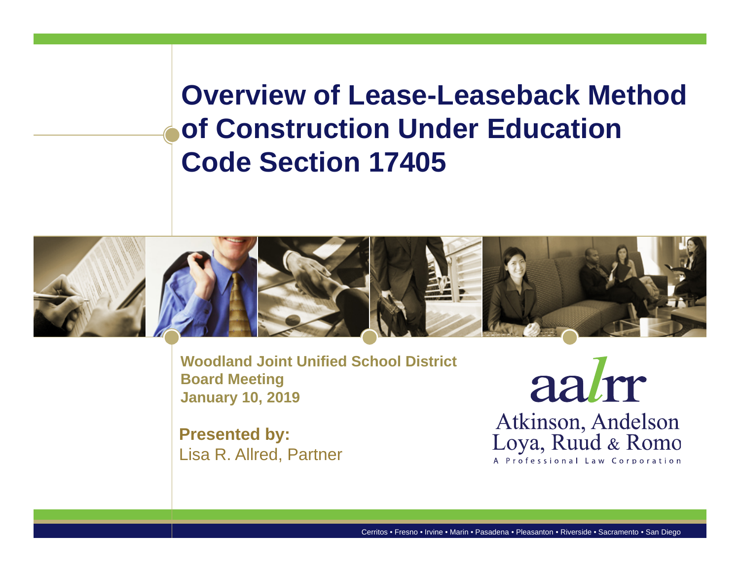# Overview of Lease-Leaseback Method of Construction Under Education Code Section 17405

**Woodland Joint Unified School District**
**Board Meeting**
**January 10, 2019**

**Presented by:**
Lisa R. Allred, Partner

aalrr
Atkinson, Andelson Loya, Ruud & Romo
A Professional Law Corporation

Cerritos • Fresno • Irvine • Marin • Pasadena • Pleasanton • Riverside • Sacramento • San Diego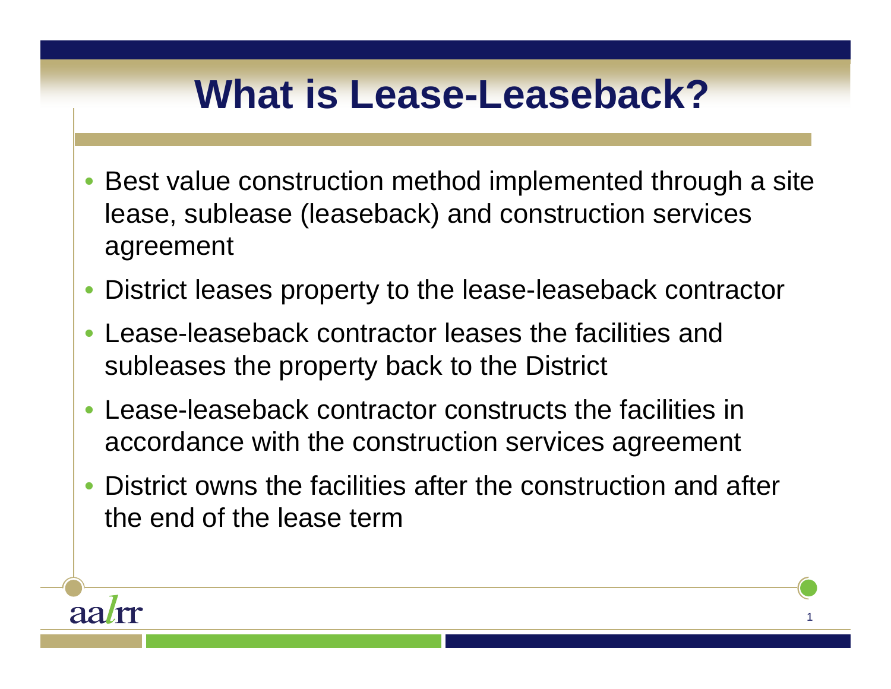# What is Lease-Leaseback?

- Best value construction method implemented through a site lease, sublease (leaseback) and construction services agreement
- District leases property to the lease-leaseback contractor
- Lease-leaseback contractor leases the facilities and subleases the property back to the District
- Lease-leaseback contractor constructs the facilities in accordance with the construction services agreement
- District owns the facilities after the construction and after the end of the lease term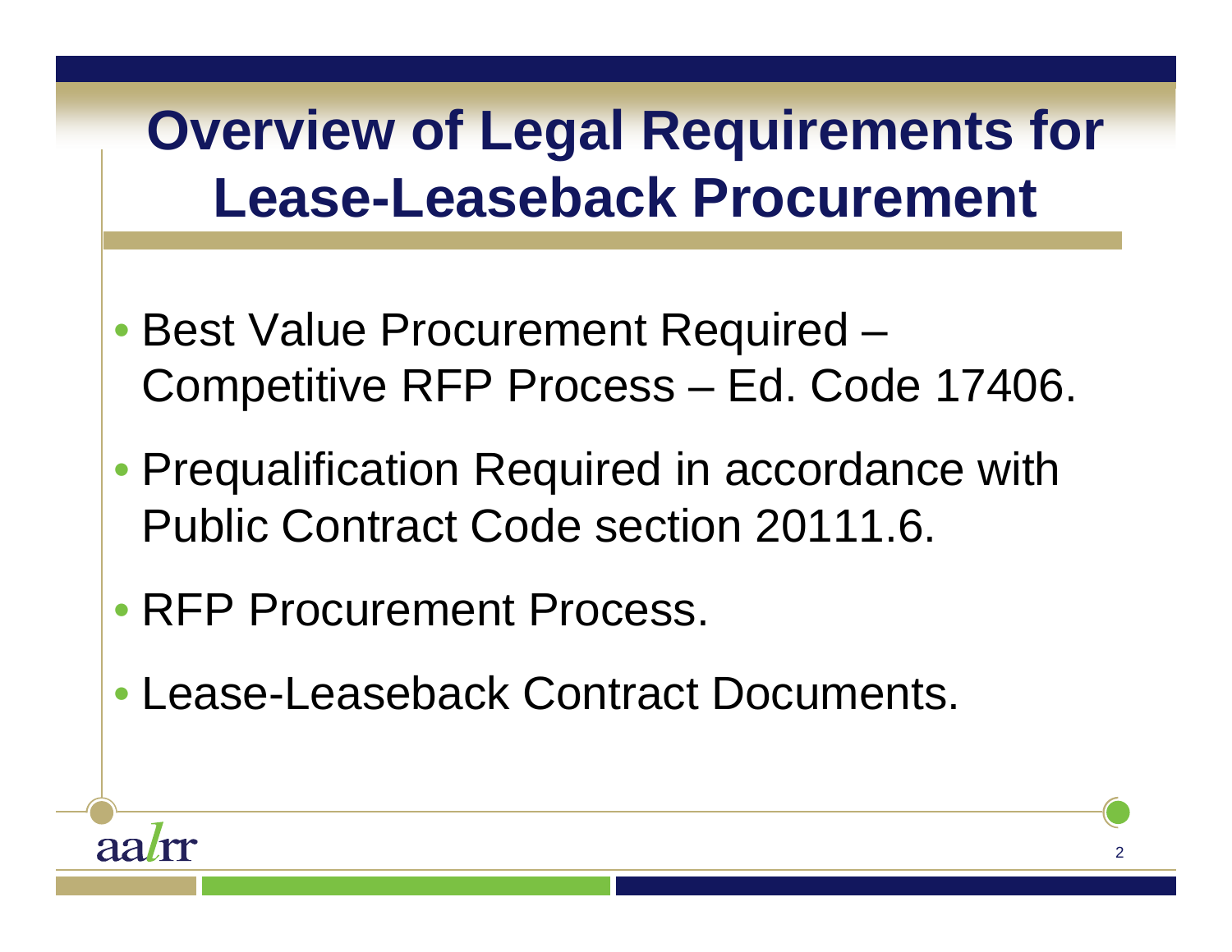# Overview of Legal Requirements for Lease-Leaseback Procurement

- Best Value Procurement Required – Competitive RFP Process – Ed. Code 17406.
- Prequalification Required in accordance with Public Contract Code section 20111.6.
- RFP Procurement Process.
- Lease-Leaseback Contract Documents.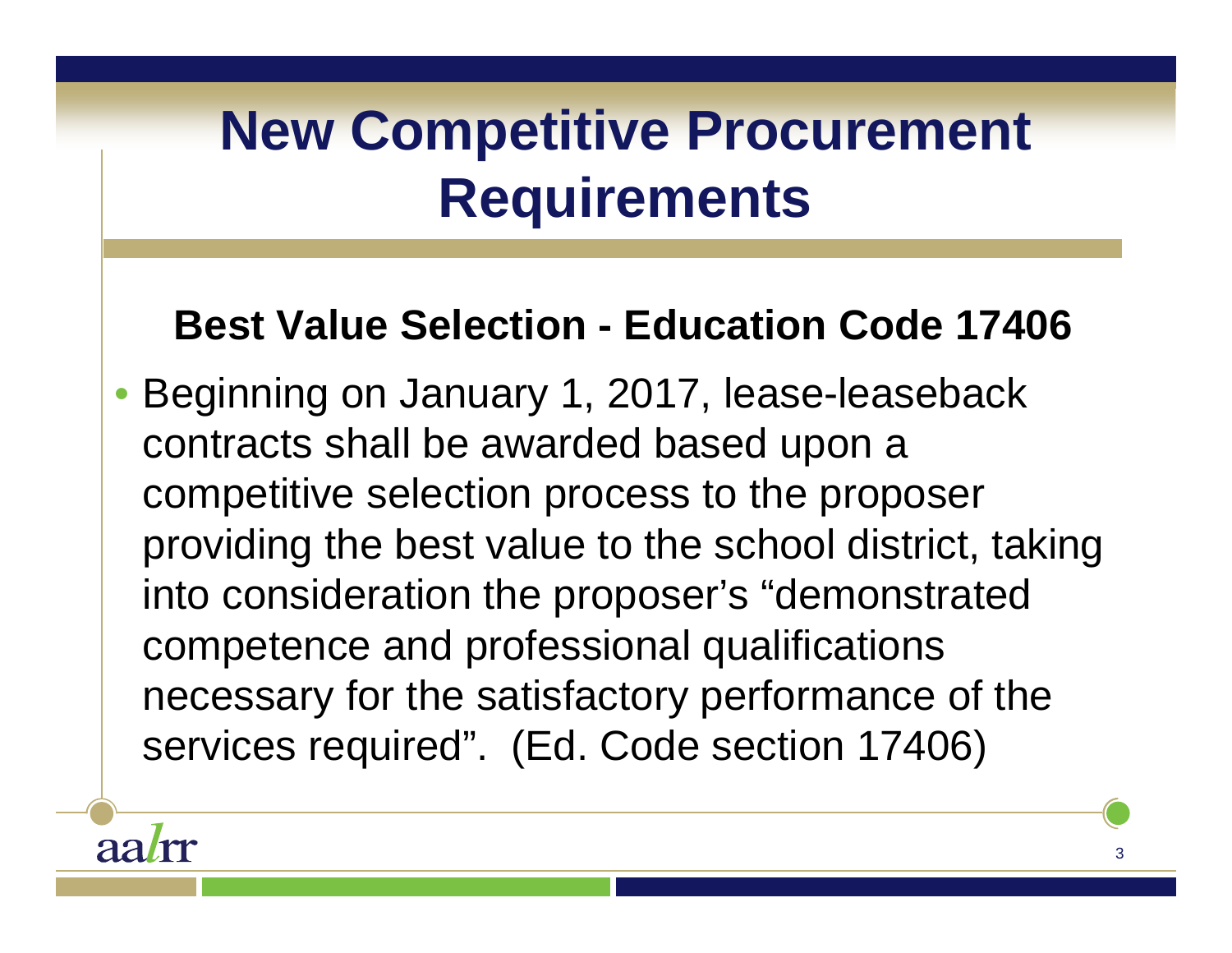# New Competitive Procurement Requirements

### Best Value Selection - Education Code 17406

- Beginning on January 1, 2017, lease-leaseback contracts shall be awarded based upon a competitive selection process to the proposer providing the best value to the school district, taking into consideration the proposer's "demonstrated competence and professional qualifications necessary for the satisfactory performance of the services required". (Ed. Code section 17406)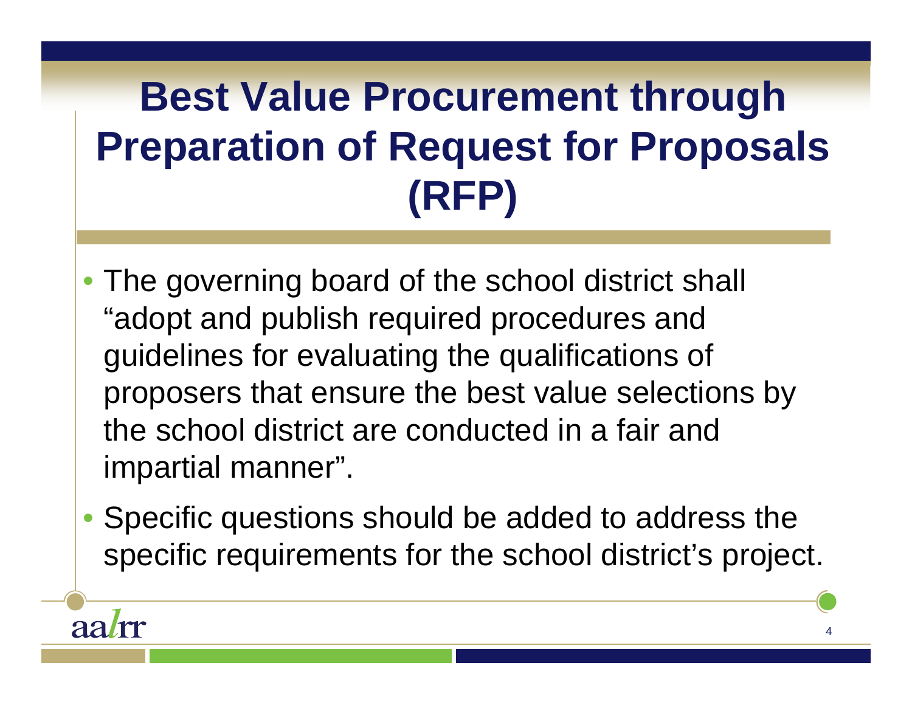# Best Value Procurement through Preparation of Request for Proposals (RFP)

- The governing board of the school district shall "adopt and publish required procedures and guidelines for evaluating the qualifications of proposers that ensure the best value selections by the school district are conducted in a fair and impartial manner".
- Specific questions should be added to address the specific requirements for the school district's project.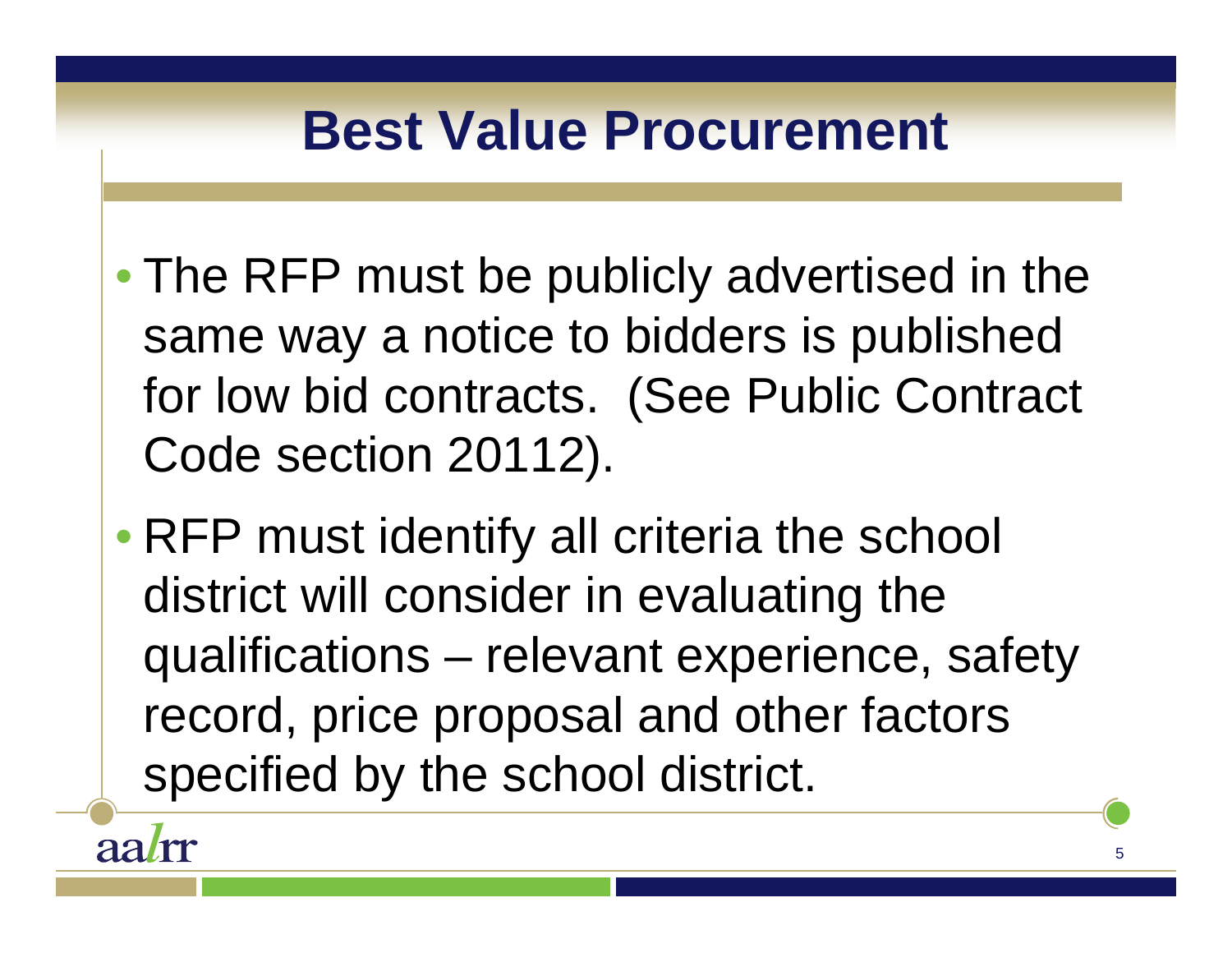# Best Value Procurement

- The RFP must be publicly advertised in the same way a notice to bidders is published for low bid contracts.  (See Public Contract Code section 20112).
- RFP must identify all criteria the school district will consider in evaluating the qualifications – relevant experience, safety record, price proposal and other factors specified by the school district.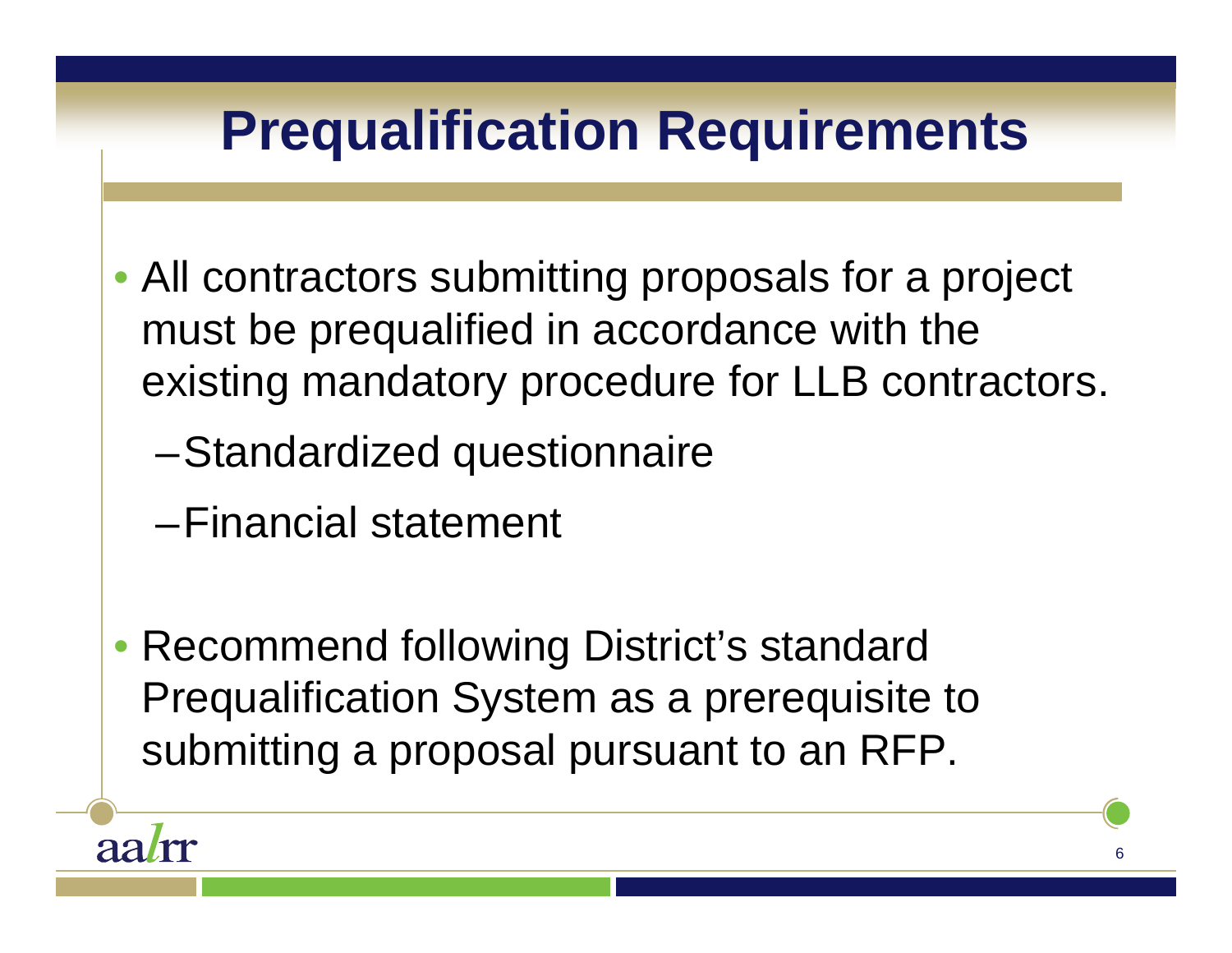# Prequalification Requirements

- All contractors submitting proposals for a project must be prequalified in accordance with the existing mandatory procedure for LLB contractors.
  - Standardized questionnaire
  - Financial statement
- Recommend following District's standard Prequalification System as a prerequisite to submitting a proposal pursuant to an RFP.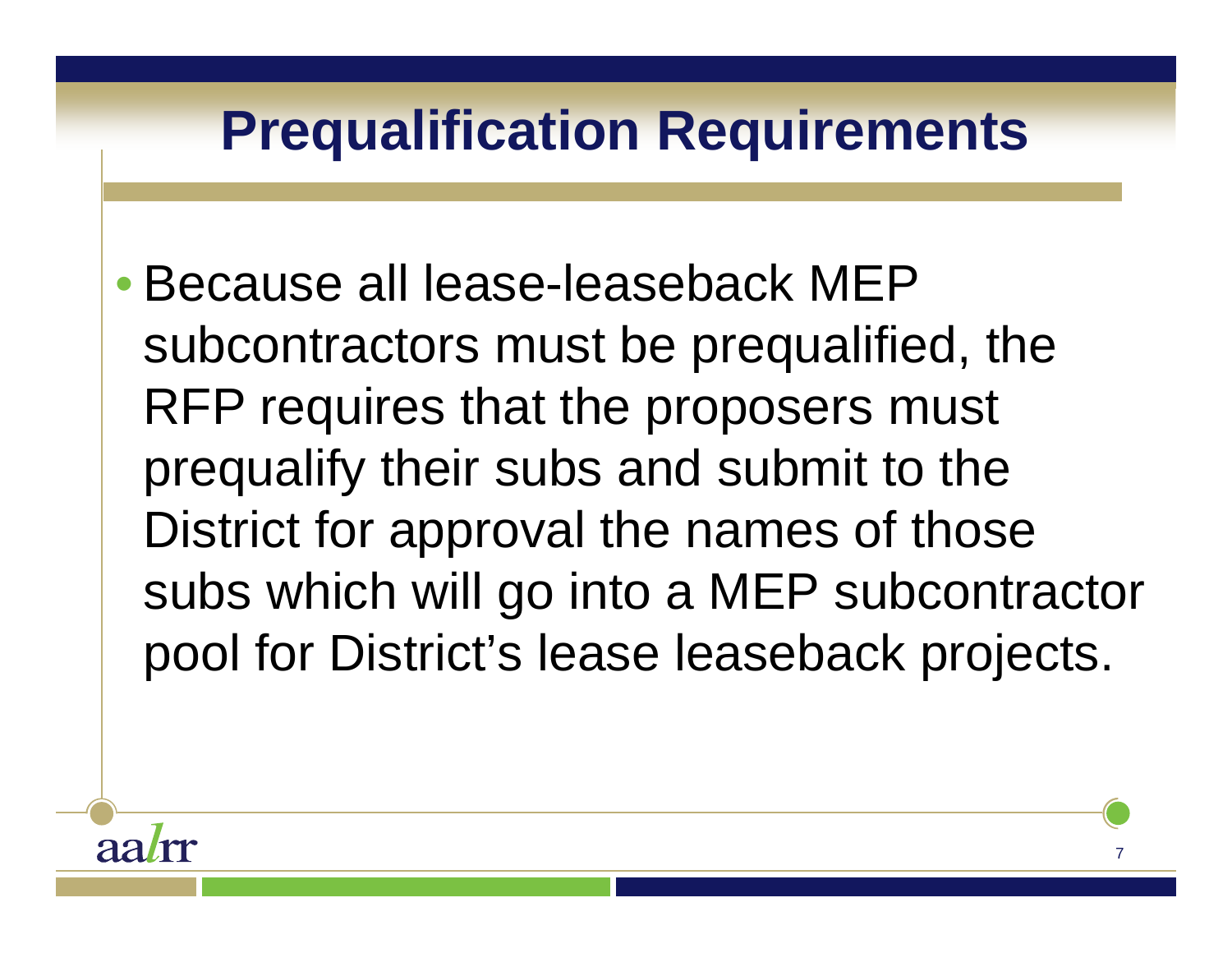# Prequalification Requirements

- Because all lease-leaseback MEP subcontractors must be prequalified, the RFP requires that the proposers must prequalify their subs and submit to the District for approval the names of those subs which will go into a MEP subcontractor pool for District's lease leaseback projects.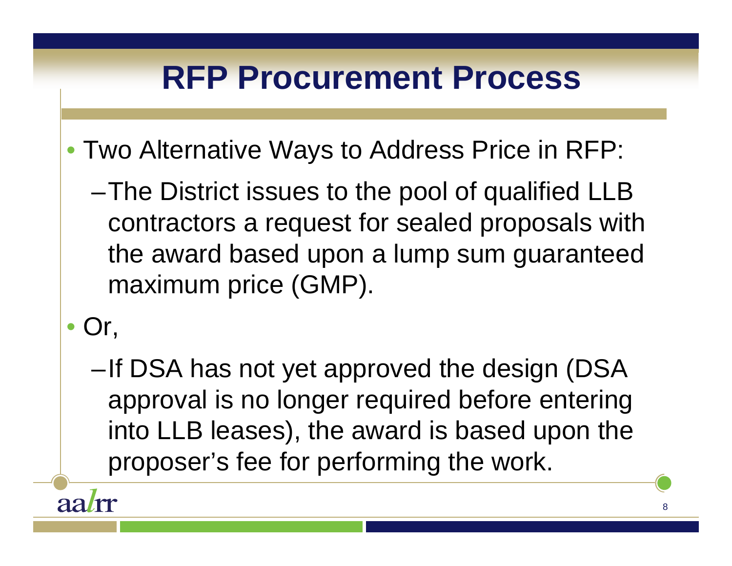# RFP Procurement Process

- Two Alternative Ways to Address Price in RFP:
  - The District issues to the pool of qualified LLB contractors a request for sealed proposals with the award based upon a lump sum guaranteed maximum price (GMP).
- Or,
  - If DSA has not yet approved the design (DSA approval is no longer required before entering into LLB leases), the award is based upon the proposer's fee for performing the work.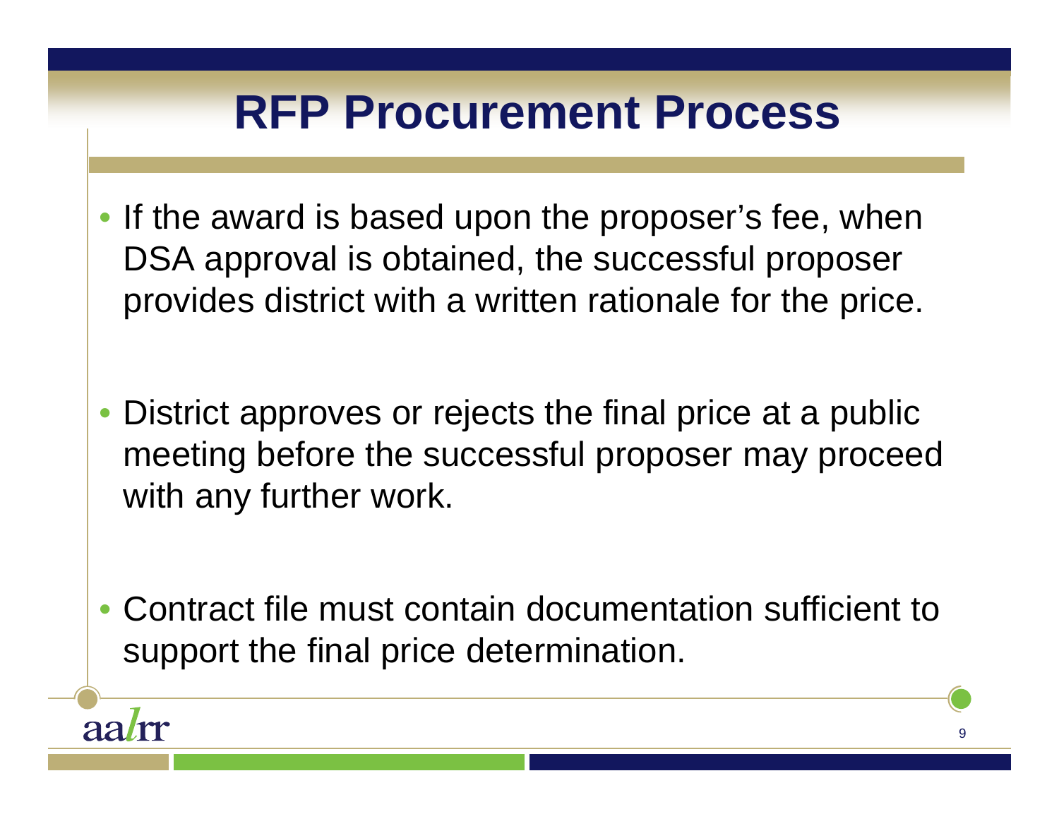# RFP Procurement Process

- If the award is based upon the proposer's fee, when DSA approval is obtained, the successful proposer provides district with a written rationale for the price.
- District approves or rejects the final price at a public meeting before the successful proposer may proceed with any further work.
- Contract file must contain documentation sufficient to support the final price determination.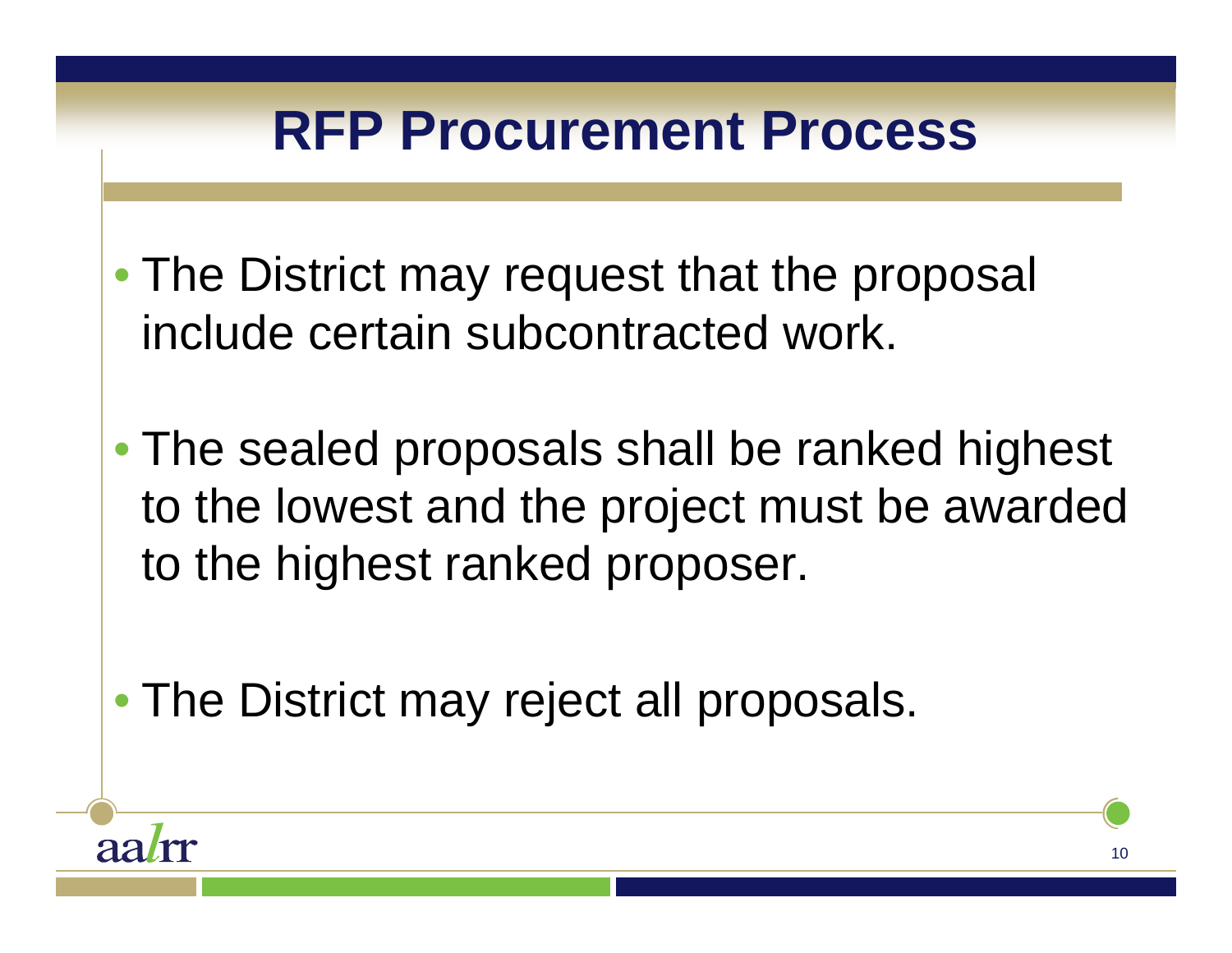# RFP Procurement Process

- The District may request that the proposal include certain subcontracted work.
- The sealed proposals shall be ranked highest to the lowest and the project must be awarded to the highest ranked proposer.
- The District may reject all proposals.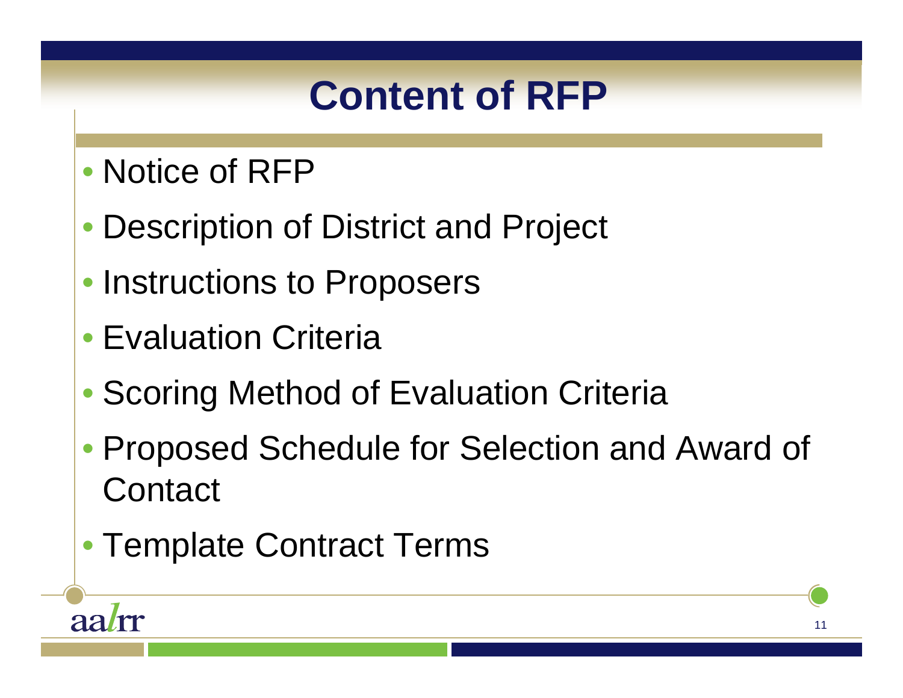# Content of RFP

- Notice of RFP
- Description of District and Project
- Instructions to Proposers
- Evaluation Criteria
- Scoring Method of Evaluation Criteria
- Proposed Schedule for Selection and Award of Contact
- Template Contract Terms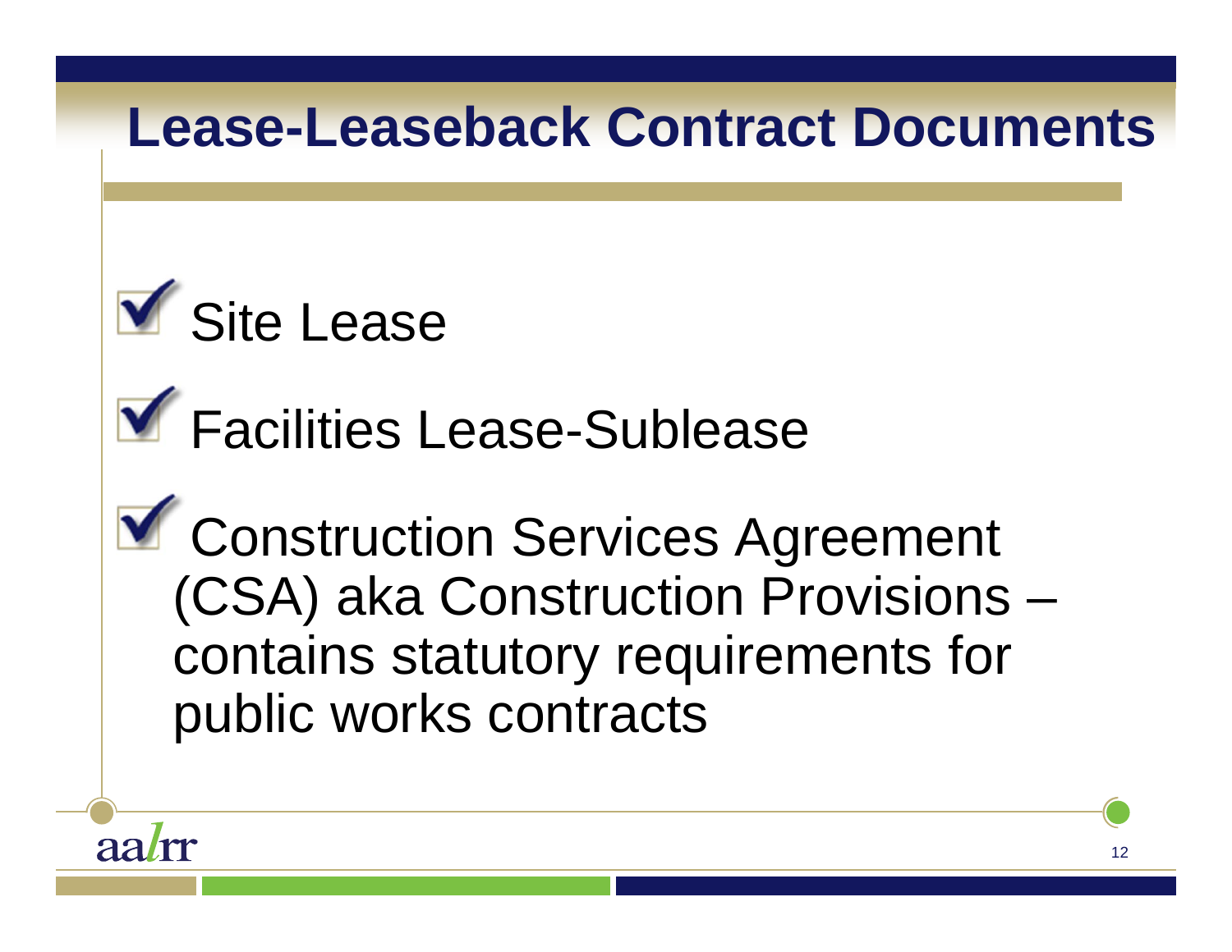# Lease-Leaseback Contract Documents

- Site Lease
- Facilities Lease-Sublease
- Construction Services Agreement (CSA) aka Construction Provisions – contains statutory requirements for public works contracts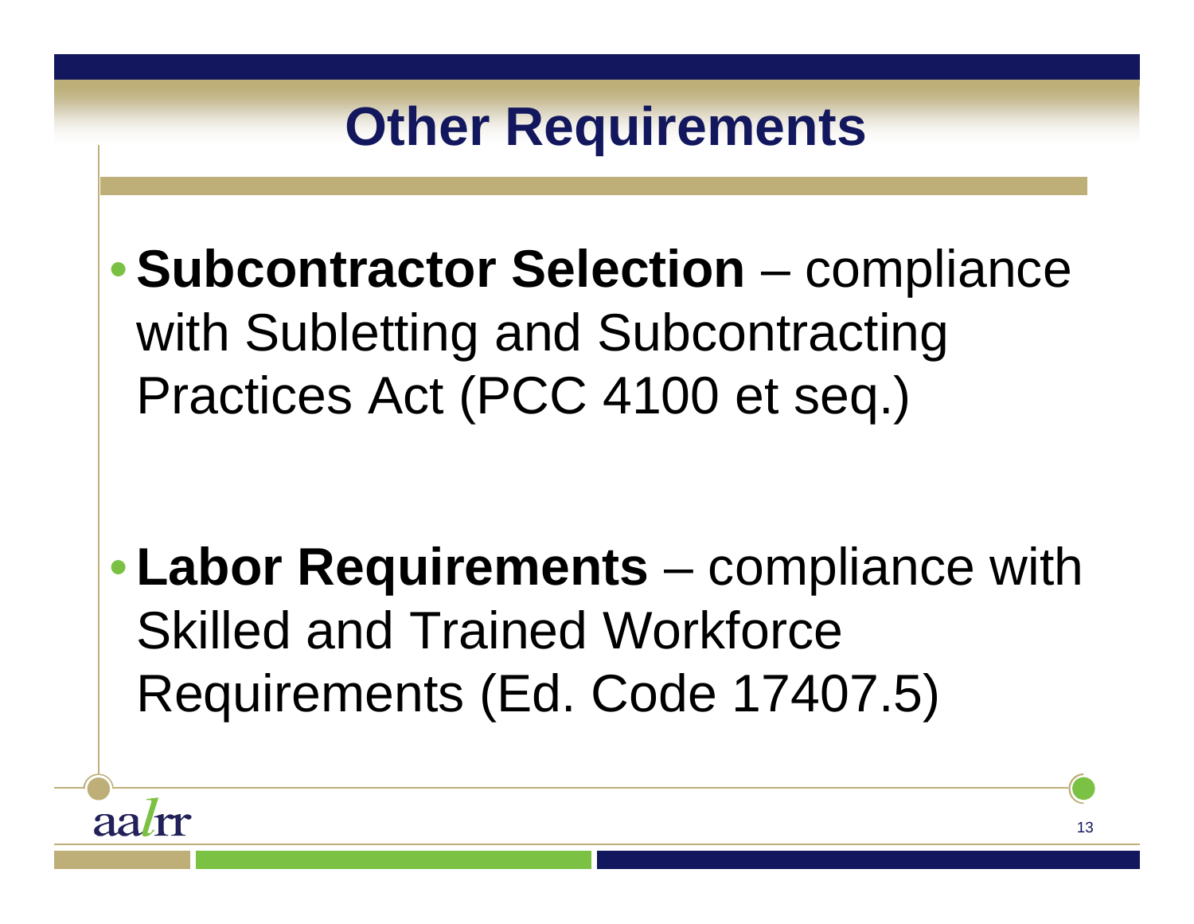# Other Requirements

- **Subcontractor Selection** – compliance with Subletting and Subcontracting Practices Act (PCC 4100 et seq.)

- **Labor Requirements** – compliance with Skilled and Trained Workforce Requirements (Ed. Code 17407.5)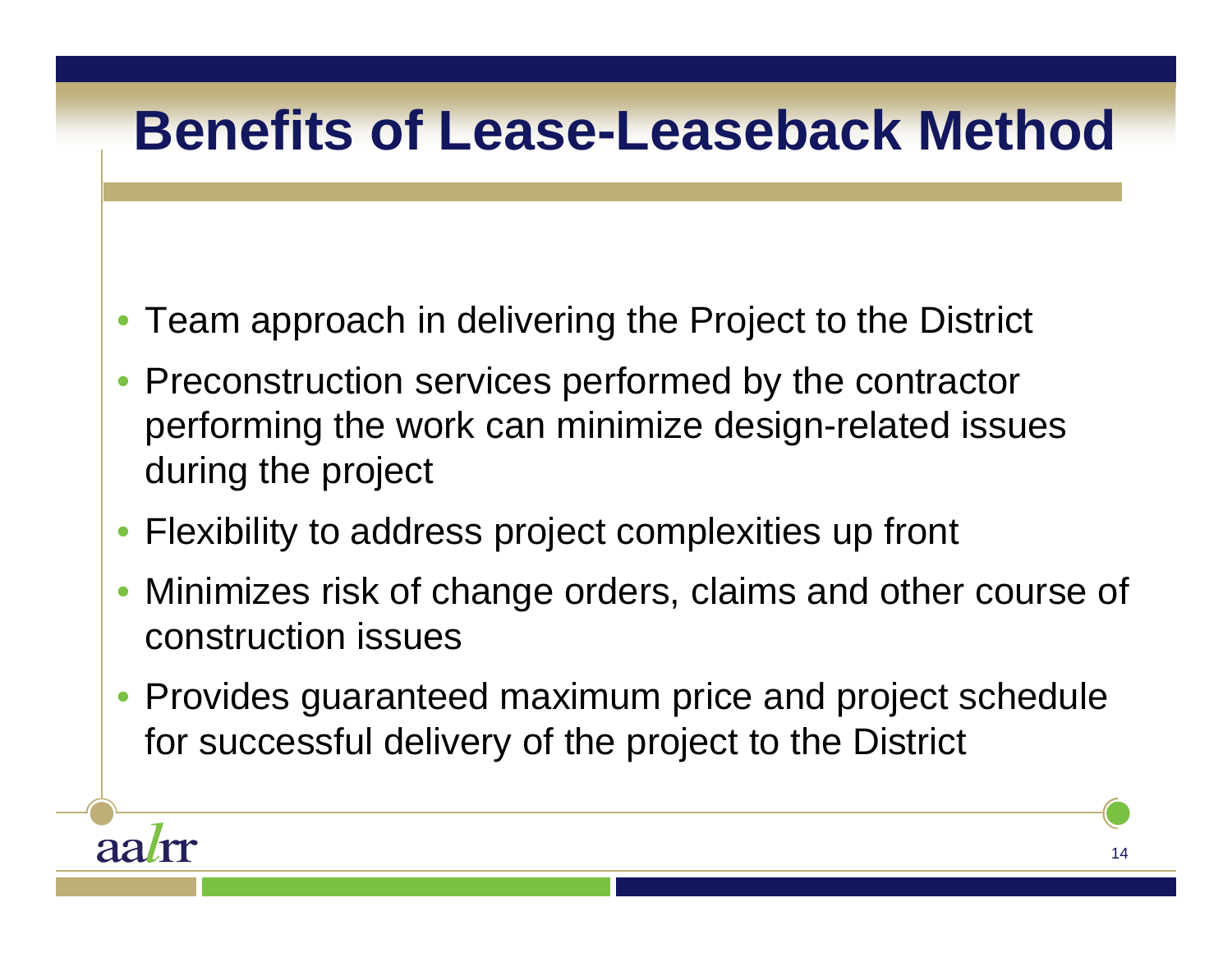# Benefits of Lease-Leaseback Method

- Team approach in delivering the Project to the District
- Preconstruction services performed by the contractor performing the work can minimize design-related issues during the project
- Flexibility to address project complexities up front
- Minimizes risk of change orders, claims and other course of construction issues
- Provides guaranteed maximum price and project schedule for successful delivery of the project to the District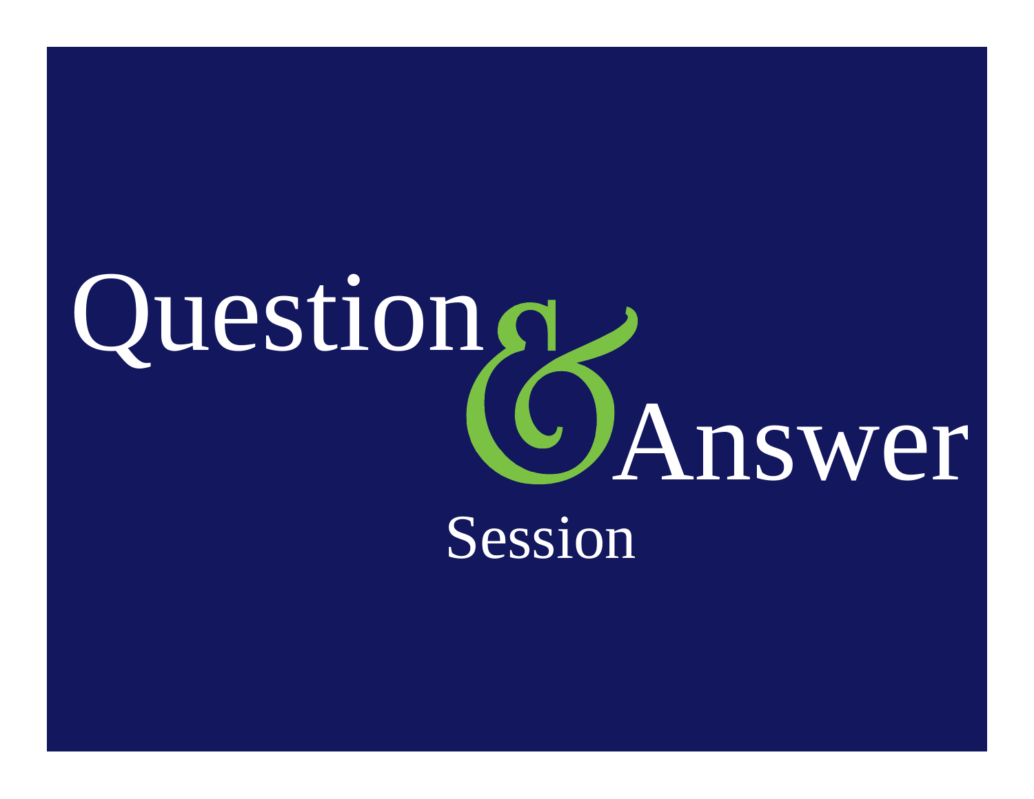# Question & Answer

## Session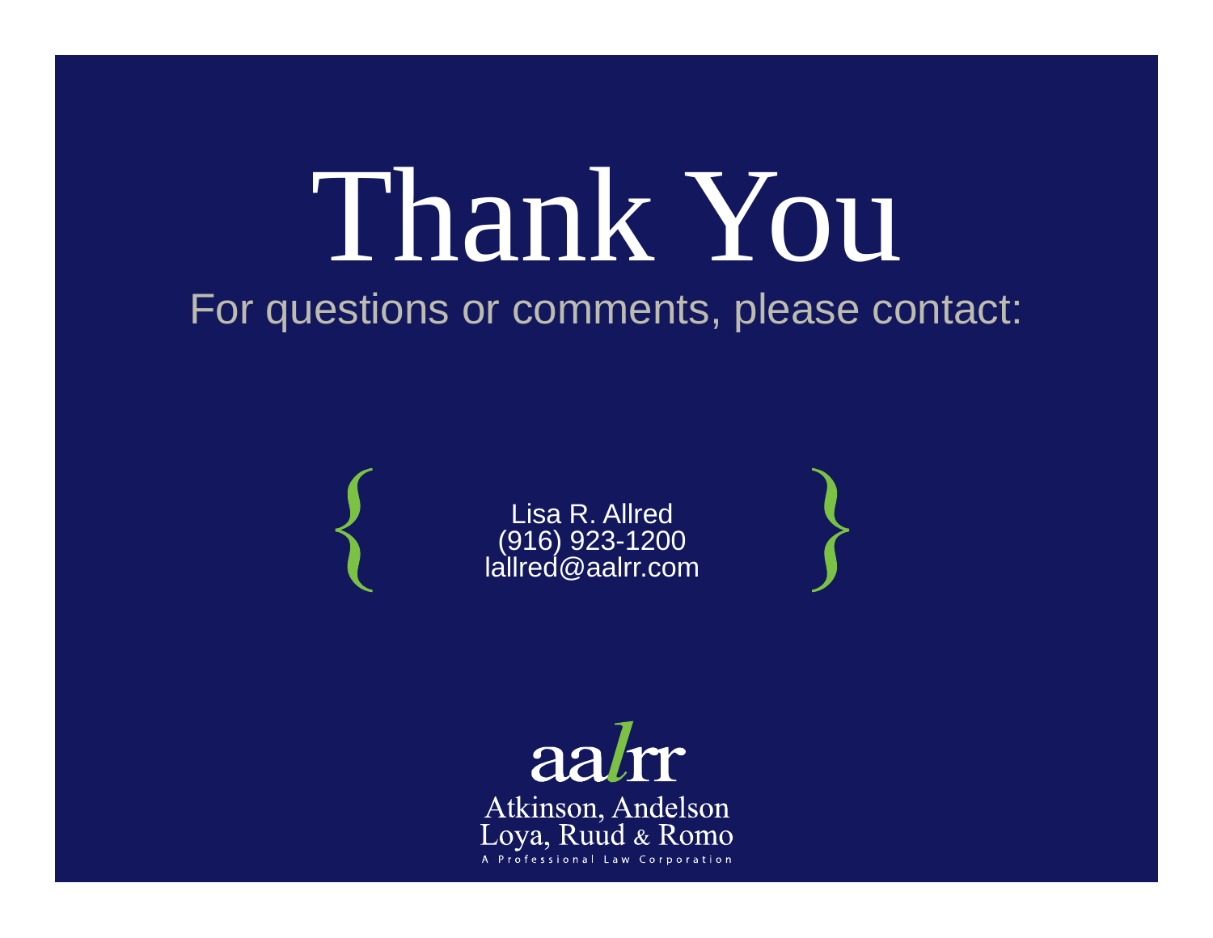# Thank You

For questions or comments, please contact:

Lisa R. Allred
(916) 923-1200
lallred@aalrr.com

aalrr

Atkinson, Andelson
Loya, Ruud & Romo
A Professional Law Corporation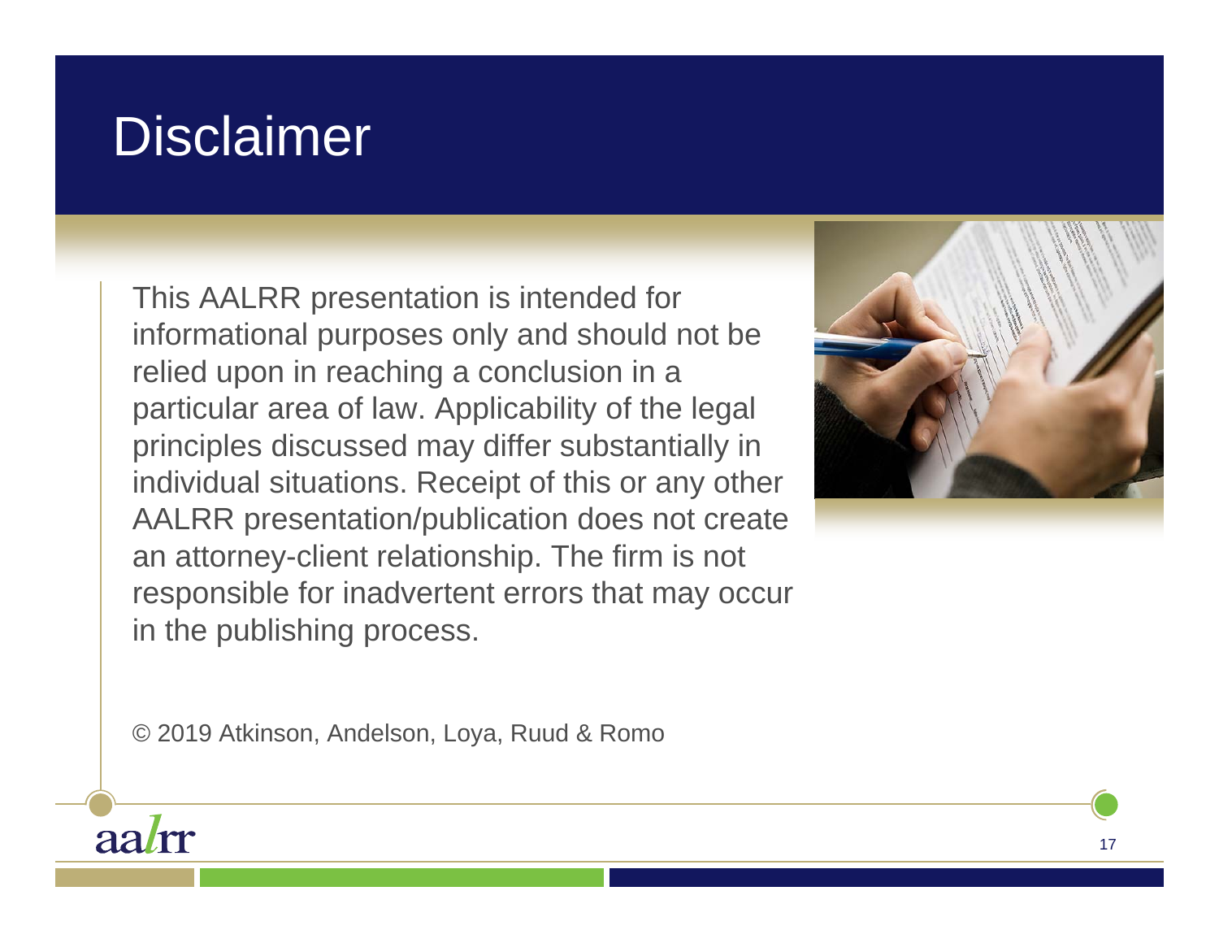# Disclaimer

This AALRR presentation is intended for informational purposes only and should not be relied upon in reaching a conclusion in a particular area of law. Applicability of the legal principles discussed may differ substantially in individual situations. Receipt of this or any other AALRR presentation/publication does not create an attorney-client relationship. The firm is not responsible for inadvertent errors that may occur in the publishing process.

© 2019 Atkinson, Andelson, Loya, Ruud & Romo